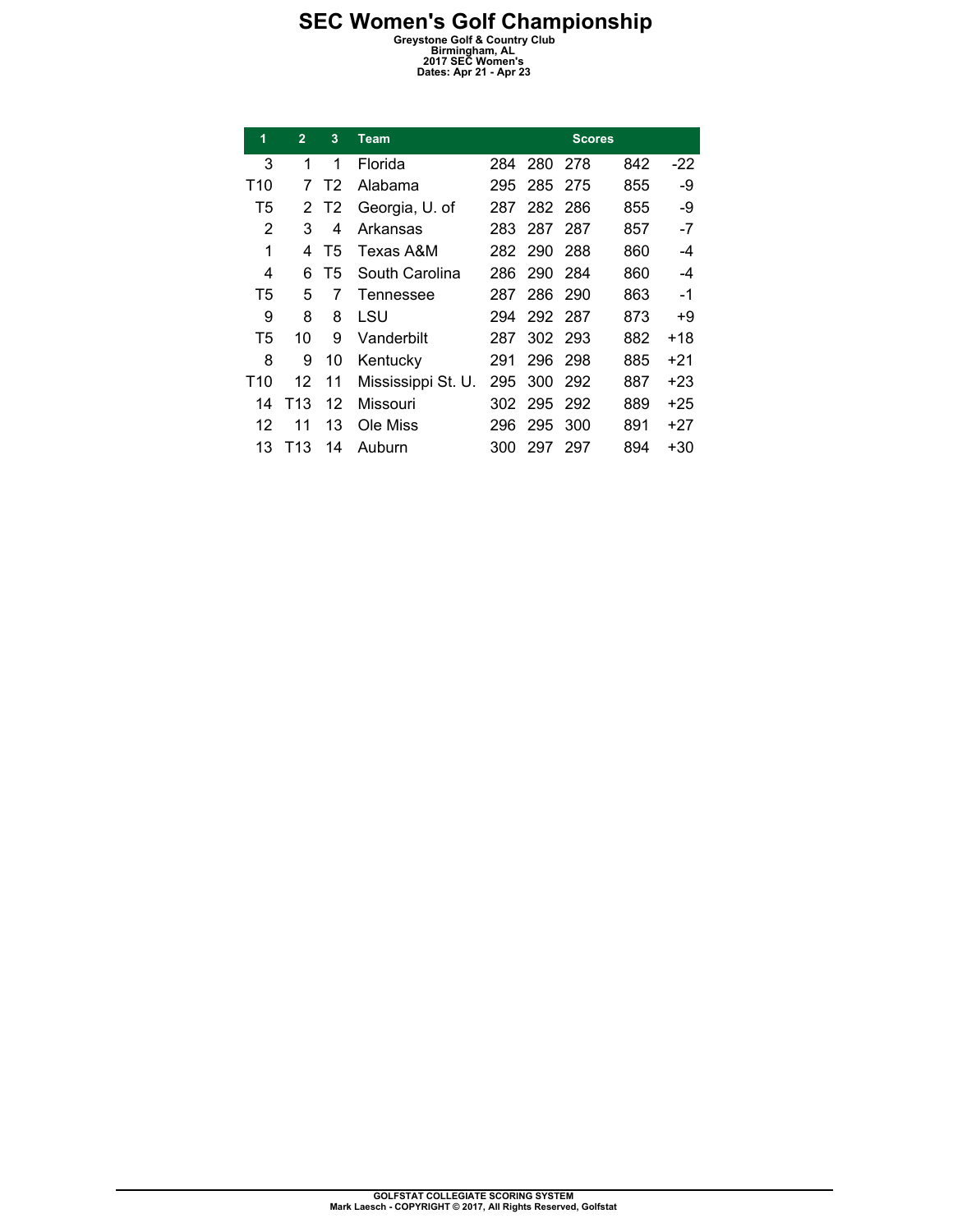# SEC Women's Golf Championship

**Greystone Golf & Country Club**
**Birmingham, AL**
**2017 SEC Women's**
**Dates: Apr 21 - Apr 23**

| 1 | 2 | 3 | Team | Scores | | | | |
|---|---|---|---|---|---|---|---|---|
| 3 | 1 | 1 | Florida | 284 | 280 | 278 | 842 | -22 |
| T10 | 7 | T2 | Alabama | 295 | 285 | 275 | 855 | -9 |
| T5 | 2 | T2 | Georgia, U. of | 287 | 282 | 286 | 855 | -9 |
| 2 | 3 | 4 | Arkansas | 283 | 287 | 287 | 857 | -7 |
| 1 | 4 | T5 | Texas A&M | 282 | 290 | 288 | 860 | -4 |
| 4 | 6 | T5 | South Carolina | 286 | 290 | 284 | 860 | -4 |
| T5 | 5 | 7 | Tennessee | 287 | 286 | 290 | 863 | -1 |
| 9 | 8 | 8 | LSU | 294 | 292 | 287 | 873 | +9 |
| T5 | 10 | 9 | Vanderbilt | 287 | 302 | 293 | 882 | +18 |
| 8 | 9 | 10 | Kentucky | 291 | 296 | 298 | 885 | +21 |
| T10 | 12 | 11 | Mississippi St. U. | 295 | 300 | 292 | 887 | +23 |
| 14 | T13 | 12 | Missouri | 302 | 295 | 292 | 889 | +25 |
| 12 | 11 | 13 | Ole Miss | 296 | 295 | 300 | 891 | +27 |
| 13 | T13 | 14 | Auburn | 300 | 297 | 297 | 894 | +30 |

**GOLFSTAT COLLEGIATE SCORING SYSTEM**
**Mark Laesch - COPYRIGHT © 2017, All Rights Reserved, Golfstat**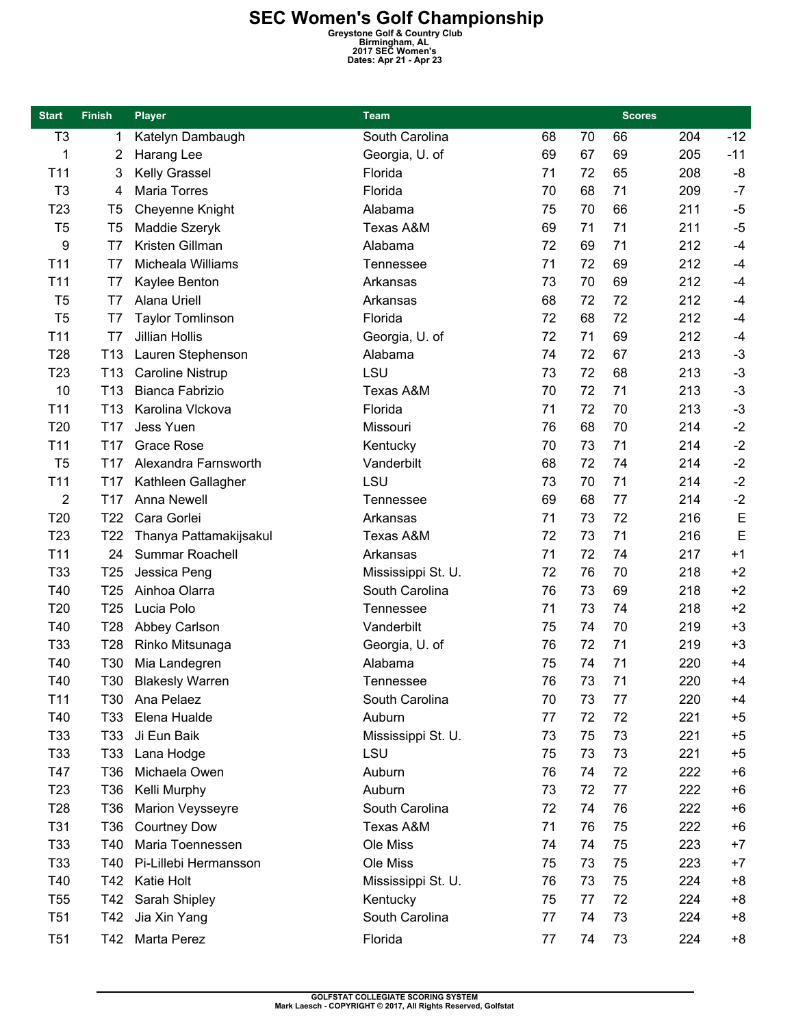# SEC Women's Golf Championship

**Greystone Golf & Country Club**
**Birmingham, AL**
**2017 SEC Women's**
**Dates: Apr 21 - Apr 23**

| Start | Finish | Player | Team | Scores | | | | |
|---|---|---|---|---|---|---|---|---|
| T3 | 1 | Katelyn Dambaugh | South Carolina | 68 | 70 | 66 | 204 | -12 |
| 1 | 2 | Harang Lee | Georgia, U. of | 69 | 67 | 69 | 205 | -11 |
| T11 | 3 | Kelly Grassel | Florida | 71 | 72 | 65 | 208 | -8 |
| T3 | 4 | Maria Torres | Florida | 70 | 68 | 71 | 209 | -7 |
| T23 | T5 | Cheyenne Knight | Alabama | 75 | 70 | 66 | 211 | -5 |
| T5 | T5 | Maddie Szeryk | Texas A&M | 69 | 71 | 71 | 211 | -5 |
| 9 | T7 | Kristen Gillman | Alabama | 72 | 69 | 71 | 212 | -4 |
| T11 | T7 | Micheala Williams | Tennessee | 71 | 72 | 69 | 212 | -4 |
| T11 | T7 | Kaylee Benton | Arkansas | 73 | 70 | 69 | 212 | -4 |
| T5 | T7 | Alana Uriell | Arkansas | 68 | 72 | 72 | 212 | -4 |
| T5 | T7 | Taylor Tomlinson | Florida | 72 | 68 | 72 | 212 | -4 |
| T11 | T7 | Jillian Hollis | Georgia, U. of | 72 | 71 | 69 | 212 | -4 |
| T28 | T13 | Lauren Stephenson | Alabama | 74 | 72 | 67 | 213 | -3 |
| T23 | T13 | Caroline Nistrup | LSU | 73 | 72 | 68 | 213 | -3 |
| 10 | T13 | Bianca Fabrizio | Texas A&M | 70 | 72 | 71 | 213 | -3 |
| T11 | T13 | Karolina Vlckova | Florida | 71 | 72 | 70 | 213 | -3 |
| T20 | T17 | Jess Yuen | Missouri | 76 | 68 | 70 | 214 | -2 |
| T11 | T17 | Grace Rose | Kentucky | 70 | 73 | 71 | 214 | -2 |
| T5 | T17 | Alexandra Farnsworth | Vanderbilt | 68 | 72 | 74 | 214 | -2 |
| T11 | T17 | Kathleen Gallagher | LSU | 73 | 70 | 71 | 214 | -2 |
| 2 | T17 | Anna Newell | Tennessee | 69 | 68 | 77 | 214 | -2 |
| T20 | T22 | Cara Gorlei | Arkansas | 71 | 73 | 72 | 216 | E |
| T23 | T22 | Thanya Pattamakijsakul | Texas A&M | 72 | 73 | 71 | 216 | E |
| T11 | 24 | Summar Roachell | Arkansas | 71 | 72 | 74 | 217 | +1 |
| T33 | T25 | Jessica Peng | Mississippi St. U. | 72 | 76 | 70 | 218 | +2 |
| T40 | T25 | Ainhoa Olarra | South Carolina | 76 | 73 | 69 | 218 | +2 |
| T20 | T25 | Lucia Polo | Tennessee | 71 | 73 | 74 | 218 | +2 |
| T40 | T28 | Abbey Carlson | Vanderbilt | 75 | 74 | 70 | 219 | +3 |
| T33 | T28 | Rinko Mitsunaga | Georgia, U. of | 76 | 72 | 71 | 219 | +3 |
| T40 | T30 | Mia Landegren | Alabama | 75 | 74 | 71 | 220 | +4 |
| T40 | T30 | Blakesly Warren | Tennessee | 76 | 73 | 71 | 220 | +4 |
| T11 | T30 | Ana Pelaez | South Carolina | 70 | 73 | 77 | 220 | +4 |
| T40 | T33 | Elena Hualde | Auburn | 77 | 72 | 72 | 221 | +5 |
| T33 | T33 | Ji Eun Baik | Mississippi St. U. | 73 | 75 | 73 | 221 | +5 |
| T33 | T33 | Lana Hodge | LSU | 75 | 73 | 73 | 221 | +5 |
| T47 | T36 | Michaela Owen | Auburn | 76 | 74 | 72 | 222 | +6 |
| T23 | T36 | Kelli Murphy | Auburn | 73 | 72 | 77 | 222 | +6 |
| T28 | T36 | Marion Veysseyre | South Carolina | 72 | 74 | 76 | 222 | +6 |
| T31 | T36 | Courtney Dow | Texas A&M | 71 | 76 | 75 | 222 | +6 |
| T33 | T40 | Maria Toennessen | Ole Miss | 74 | 74 | 75 | 223 | +7 |
| T33 | T40 | Pi-Lillebi Hermansson | Ole Miss | 75 | 73 | 75 | 223 | +7 |
| T40 | T42 | Katie Holt | Mississippi St. U. | 76 | 73 | 75 | 224 | +8 |
| T55 | T42 | Sarah Shipley | Kentucky | 75 | 77 | 72 | 224 | +8 |
| T51 | T42 | Jia Xin Yang | South Carolina | 77 | 74 | 73 | 224 | +8 |
| T51 | T42 | Marta Perez | Florida | 77 | 74 | 73 | 224 | +8 |

GOLFSTAT COLLEGIATE SCORING SYSTEM
Mark Laesch - COPYRIGHT © 2017, All Rights Reserved, Golfstat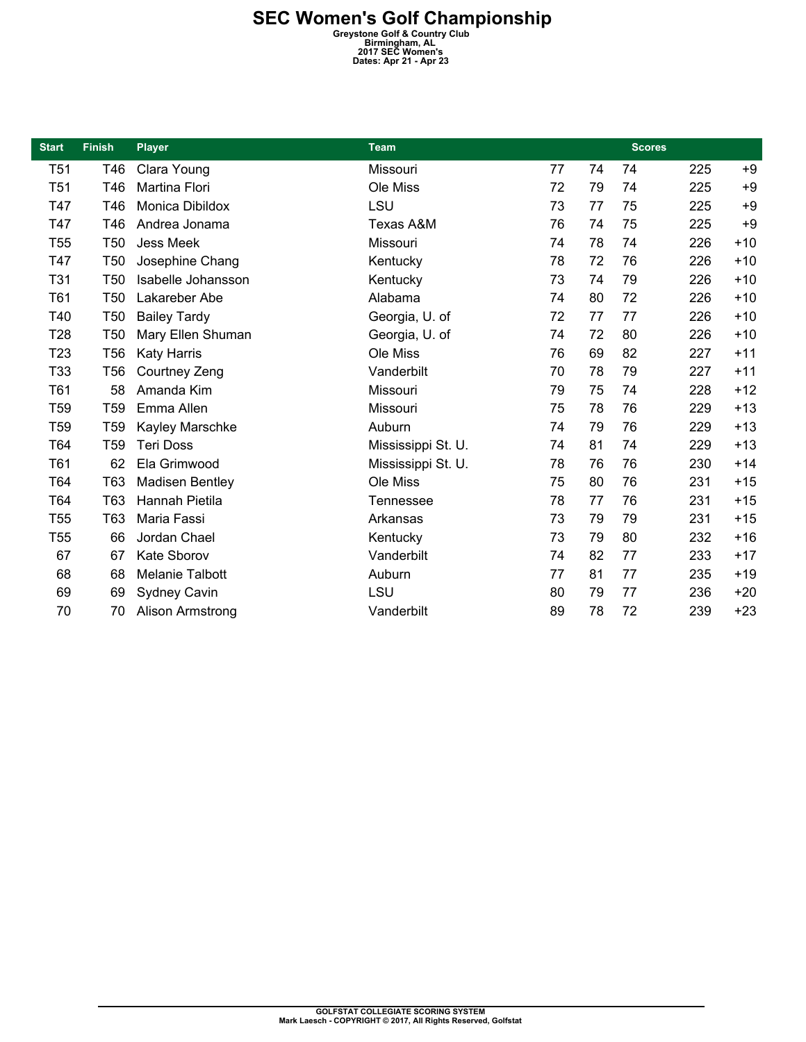# SEC Women's Golf Championship

**Greystone Golf & Country Club**
**Birmingham, AL**
**2017 SEC Women's**
**Dates: Apr 21 - Apr 23**

| Start | Finish | Player | Team | Scores | | | | |
|---|---|---|---|---|---|---|---|---|
| T51 | T46 | Clara Young | Missouri | 77 | 74 | 74 | 225 | +9 |
| T51 | T46 | Martina Flori | Ole Miss | 72 | 79 | 74 | 225 | +9 |
| T47 | T46 | Monica Dibildox | LSU | 73 | 77 | 75 | 225 | +9 |
| T47 | T46 | Andrea Jonama | Texas A&M | 76 | 74 | 75 | 225 | +9 |
| T55 | T50 | Jess Meek | Missouri | 74 | 78 | 74 | 226 | +10 |
| T47 | T50 | Josephine Chang | Kentucky | 78 | 72 | 76 | 226 | +10 |
| T31 | T50 | Isabelle Johansson | Kentucky | 73 | 74 | 79 | 226 | +10 |
| T61 | T50 | Lakareber Abe | Alabama | 74 | 80 | 72 | 226 | +10 |
| T40 | T50 | Bailey Tardy | Georgia, U. of | 72 | 77 | 77 | 226 | +10 |
| T28 | T50 | Mary Ellen Shuman | Georgia, U. of | 74 | 72 | 80 | 226 | +10 |
| T23 | T56 | Katy Harris | Ole Miss | 76 | 69 | 82 | 227 | +11 |
| T33 | T56 | Courtney Zeng | Vanderbilt | 70 | 78 | 79 | 227 | +11 |
| T61 | 58 | Amanda Kim | Missouri | 79 | 75 | 74 | 228 | +12 |
| T59 | T59 | Emma Allen | Missouri | 75 | 78 | 76 | 229 | +13 |
| T59 | T59 | Kayley Marschke | Auburn | 74 | 79 | 76 | 229 | +13 |
| T64 | T59 | Teri Doss | Mississippi St. U. | 74 | 81 | 74 | 229 | +13 |
| T61 | 62 | Ela Grimwood | Mississippi St. U. | 78 | 76 | 76 | 230 | +14 |
| T64 | T63 | Madisen Bentley | Ole Miss | 75 | 80 | 76 | 231 | +15 |
| T64 | T63 | Hannah Pietila | Tennessee | 78 | 77 | 76 | 231 | +15 |
| T55 | T63 | Maria Fassi | Arkansas | 73 | 79 | 79 | 231 | +15 |
| T55 | 66 | Jordan Chael | Kentucky | 73 | 79 | 80 | 232 | +16 |
| 67 | 67 | Kate Sborov | Vanderbilt | 74 | 82 | 77 | 233 | +17 |
| 68 | 68 | Melanie Talbott | Auburn | 77 | 81 | 77 | 235 | +19 |
| 69 | 69 | Sydney Cavin | LSU | 80 | 79 | 77 | 236 | +20 |
| 70 | 70 | Alison Armstrong | Vanderbilt | 89 | 78 | 72 | 239 | +23 |

**GOLFSTAT COLLEGIATE SCORING SYSTEM**
**Mark Laesch - COPYRIGHT © 2017, All Rights Reserved, Golfstat**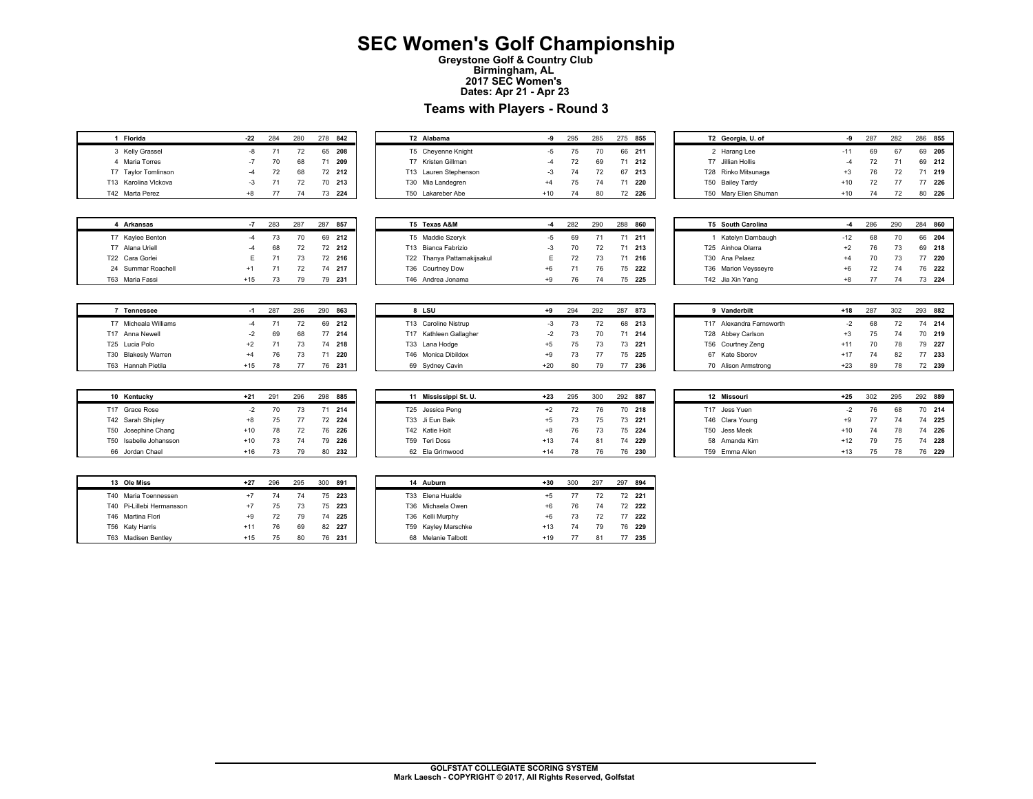# SEC Women's Golf Championship

**Greystone Golf & Country Club**
**Birmingham, AL**
**2017 SEC Women's**
**Dates: Apr 21 - Apr 23**

## Teams with Players - Round 3

| Pos | Team / Player | To Par | R1 | R2 | R3 | Total |
|---|---|---|---|---|---|---|
| **1** | **Florida** | **-22** | 284 | 280 | 278 | **842** |
| 3 | Kelly Grassel | -8 | 71 | 72 | 65 | **208** |
| 4 | Maria Torres | -7 | 70 | 68 | 71 | **209** |
| T7 | Taylor Tomlinson | -4 | 72 | 68 | 72 | **212** |
| T13 | Karolina Vlckova | -3 | 71 | 72 | 70 | **213** |
| T42 | Marta Perez | +8 | 77 | 74 | 73 | **224** |

| Pos | Team / Player | To Par | R1 | R2 | R3 | Total |
|---|---|---|---|---|---|---|
| **T2** | **Alabama** | **-9** | 295 | 285 | 275 | **855** |
| T5 | Cheyenne Knight | -5 | 75 | 70 | 66 | **211** |
| T7 | Kristen Gillman | -4 | 72 | 69 | 71 | **212** |
| T13 | Lauren Stephenson | -3 | 74 | 72 | 67 | **213** |
| T30 | Mia Landegren | +4 | 75 | 74 | 71 | **220** |
| T50 | Lakareber Abe | +10 | 74 | 80 | 72 | **226** |

| Pos | Team / Player | To Par | R1 | R2 | R3 | Total |
|---|---|---|---|---|---|---|
| **T2** | **Georgia, U. of** | **-9** | 287 | 282 | 286 | **855** |
| 2 | Harang Lee | -11 | 69 | 67 | 69 | **205** |
| T7 | Jillian Hollis | -4 | 72 | 71 | 69 | **212** |
| T28 | Rinko Mitsunaga | +3 | 76 | 72 | 71 | **219** |
| T50 | Bailey Tardy | +10 | 72 | 77 | 77 | **226** |
| T50 | Mary Ellen Shuman | +10 | 74 | 72 | 80 | **226** |

| Pos | Team / Player | To Par | R1 | R2 | R3 | Total |
|---|---|---|---|---|---|---|
| **4** | **Arkansas** | **-7** | 283 | 287 | 287 | **857** |
| T7 | Kaylee Benton | -4 | 73 | 70 | 69 | **212** |
| T7 | Alana Uriell | -4 | 68 | 72 | 72 | **212** |
| T22 | Cara Gorlei | E | 71 | 73 | 72 | **216** |
| 24 | Summar Roachell | +1 | 71 | 72 | 74 | **217** |
| T63 | Maria Fassi | +15 | 73 | 79 | 79 | **231** |

| Pos | Team / Player | To Par | R1 | R2 | R3 | Total |
|---|---|---|---|---|---|---|
| **T5** | **Texas A&M** | **-4** | 282 | 290 | 288 | **860** |
| T5 | Maddie Szeryk | -5 | 69 | 71 | 71 | **211** |
| T13 | Bianca Fabrizio | -3 | 70 | 72 | 71 | **213** |
| T22 | Thanya Pattamakijsakul | E | 72 | 73 | 71 | **216** |
| T36 | Courtney Dow | +6 | 71 | 76 | 75 | **222** |
| T46 | Andrea Jonama | +9 | 76 | 74 | 75 | **225** |

| Pos | Team / Player | To Par | R1 | R2 | R3 | Total |
|---|---|---|---|---|---|---|
| **T5** | **South Carolina** | **-4** | 286 | 290 | 284 | **860** |
| 1 | Katelyn Dambaugh | -12 | 68 | 70 | 66 | **204** |
| T25 | Ainhoa Olarra | +2 | 76 | 73 | 69 | **218** |
| T30 | Ana Pelaez | +4 | 70 | 73 | 77 | **220** |
| T36 | Marion Veysseyre | +6 | 72 | 74 | 76 | **222** |
| T42 | Jia Xin Yang | +8 | 77 | 74 | 73 | **224** |

| Pos | Team / Player | To Par | R1 | R2 | R3 | Total |
|---|---|---|---|---|---|---|
| **7** | **Tennessee** | **-1** | 287 | 286 | 290 | **863** |
| T7 | Micheala Williams | -4 | 71 | 72 | 69 | **212** |
| T17 | Anna Newell | -2 | 69 | 68 | 77 | **214** |
| T25 | Lucia Polo | +2 | 71 | 73 | 74 | **218** |
| T30 | Blakesly Warren | +4 | 76 | 73 | 71 | **220** |
| T63 | Hannah Pietila | +15 | 78 | 77 | 76 | **231** |

| Pos | Team / Player | To Par | R1 | R2 | R3 | Total |
|---|---|---|---|---|---|---|
| **8** | **LSU** | **+9** | 294 | 292 | 287 | **873** |
| T13 | Caroline Nistrup | -3 | 73 | 72 | 68 | **213** |
| T17 | Kathleen Gallagher | -2 | 73 | 70 | 71 | **214** |
| T33 | Lana Hodge | +5 | 75 | 73 | 73 | **221** |
| T46 | Monica Dibildox | +9 | 73 | 77 | 75 | **225** |
| 69 | Sydney Cavin | +20 | 80 | 79 | 77 | **236** |

| Pos | Team / Player | To Par | R1 | R2 | R3 | Total |
|---|---|---|---|---|---|---|
| **9** | **Vanderbilt** | **+18** | 287 | 302 | 293 | **882** |
| T17 | Alexandra Farnsworth | -2 | 68 | 72 | 74 | **214** |
| T28 | Abbey Carlson | +3 | 75 | 74 | 70 | **219** |
| T56 | Courtney Zeng | +11 | 70 | 78 | 79 | **227** |
| 67 | Kate Sborov | +17 | 74 | 82 | 77 | **233** |
| 70 | Alison Armstrong | +23 | 89 | 78 | 72 | **239** |

| Pos | Team / Player | To Par | R1 | R2 | R3 | Total |
|---|---|---|---|---|---|---|
| **10** | **Kentucky** | **+21** | 291 | 296 | 298 | **885** |
| T17 | Grace Rose | -2 | 70 | 73 | 71 | **214** |
| T42 | Sarah Shipley | +8 | 75 | 77 | 72 | **224** |
| T50 | Josephine Chang | +10 | 78 | 72 | 76 | **226** |
| T50 | Isabelle Johansson | +10 | 73 | 74 | 79 | **226** |
| 66 | Jordan Chael | +16 | 73 | 79 | 80 | **232** |

| Pos | Team / Player | To Par | R1 | R2 | R3 | Total |
|---|---|---|---|---|---|---|
| **11** | **Mississippi St. U.** | **+23** | 295 | 300 | 292 | **887** |
| T25 | Jessica Peng | +2 | 72 | 76 | 70 | **218** |
| T33 | Ji Eun Baik | +5 | 73 | 75 | 73 | **221** |
| T42 | Katie Holt | +8 | 76 | 73 | 75 | **224** |
| T59 | Teri Doss | +13 | 74 | 81 | 74 | **229** |
| 62 | Ela Grimwood | +14 | 78 | 76 | 76 | **230** |

| Pos | Team / Player | To Par | R1 | R2 | R3 | Total |
|---|---|---|---|---|---|---|
| **12** | **Missouri** | **+25** | 302 | 295 | 292 | **889** |
| T17 | Jess Yuen | -2 | 76 | 68 | 70 | **214** |
| T46 | Clara Young | +9 | 77 | 74 | 74 | **225** |
| T50 | Jess Meek | +10 | 74 | 78 | 74 | **226** |
| 58 | Amanda Kim | +12 | 79 | 75 | 74 | **228** |
| T59 | Emma Allen | +13 | 75 | 78 | 76 | **229** |

| Pos | Team / Player | To Par | R1 | R2 | R3 | Total |
|---|---|---|---|---|---|---|
| **13** | **Ole Miss** | **+27** | 296 | 295 | 300 | **891** |
| T40 | Maria Toennessen | +7 | 74 | 74 | 75 | **223** |
| T40 | Pi-Lillebi Hermansson | +7 | 75 | 73 | 75 | **223** |
| T46 | Martina Flori | +9 | 72 | 79 | 74 | **225** |
| T56 | Katy Harris | +11 | 76 | 69 | 82 | **227** |
| T63 | Madisen Bentley | +15 | 75 | 80 | 76 | **231** |

| Pos | Team / Player | To Par | R1 | R2 | R3 | Total |
|---|---|---|---|---|---|---|
| **14** | **Auburn** | **+30** | 300 | 297 | 297 | **894** |
| T33 | Elena Hualde | +5 | 77 | 72 | 72 | **221** |
| T36 | Michaela Owen | +6 | 76 | 74 | 72 | **222** |
| T36 | Kelli Murphy | +6 | 73 | 72 | 77 | **222** |
| T59 | Kayley Marschke | +13 | 74 | 79 | 76 | **229** |
| 68 | Melanie Talbott | +19 | 77 | 81 | 77 | **235** |

**GOLFSTAT COLLEGIATE SCORING SYSTEM**
**Mark Laesch - COPYRIGHT © 2017, All Rights Reserved, Golfstat**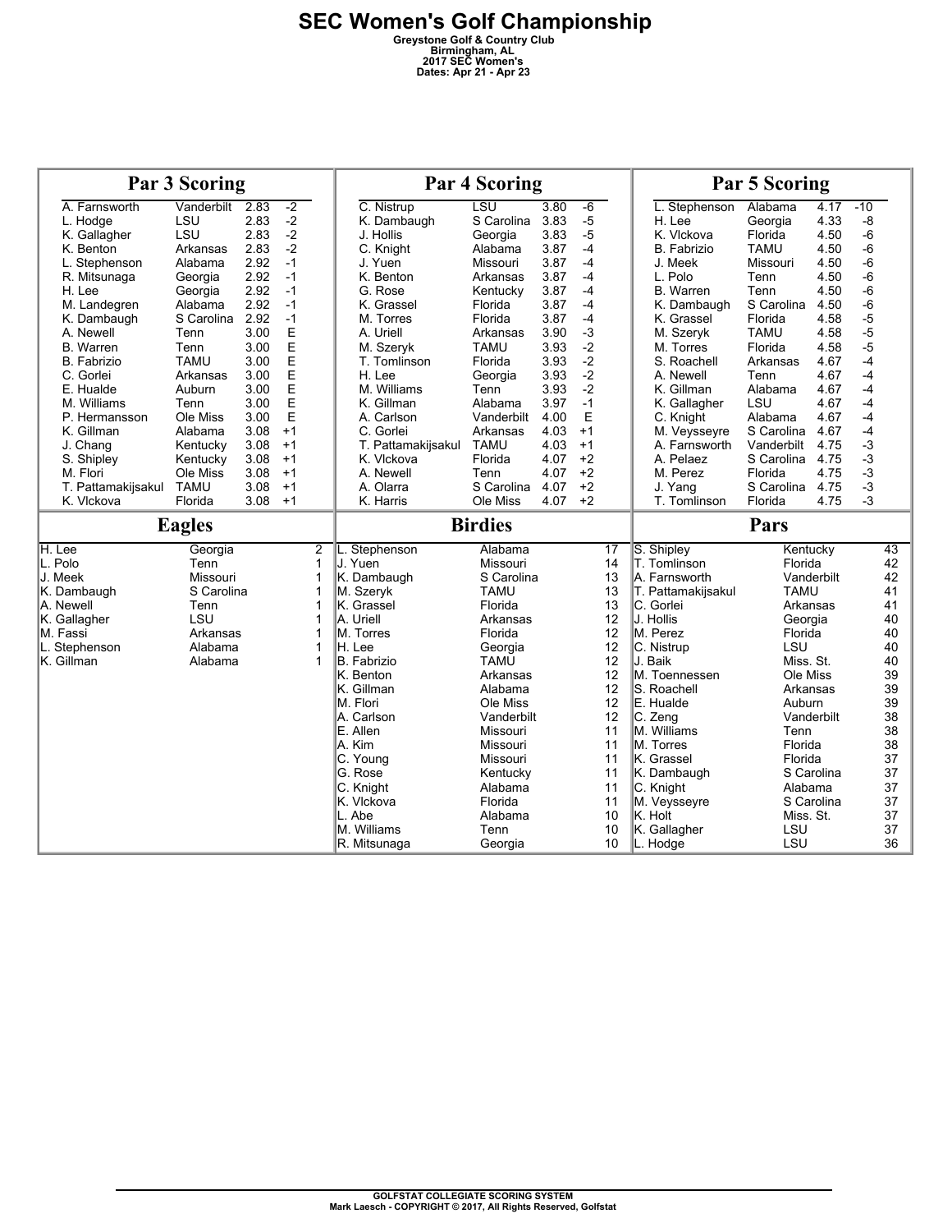# SEC Women's Golf Championship

**Greystone Golf & Country Club**
**Birmingham, AL**
**2017 SEC Women's**
**Dates: Apr 21 - Apr 23**

## Par 3 Scoring

| Player | Team | Avg | +/- |
|---|---|---|---|
| A. Farnsworth | Vanderbilt | 2.83 | -2 |
| L. Hodge | LSU | 2.83 | -2 |
| K. Gallagher | LSU | 2.83 | -2 |
| K. Benton | Arkansas | 2.83 | -2 |
| L. Stephenson | Alabama | 2.92 | -1 |
| R. Mitsunaga | Georgia | 2.92 | -1 |
| H. Lee | Georgia | 2.92 | -1 |
| M. Landegren | Alabama | 2.92 | -1 |
| K. Dambaugh | S Carolina | 2.92 | -1 |
| A. Newell | Tenn | 3.00 | E |
| B. Warren | Tenn | 3.00 | E |
| B. Fabrizio | TAMU | 3.00 | E |
| C. Gorlei | Arkansas | 3.00 | E |
| E. Hualde | Auburn | 3.00 | E |
| M. Williams | Tenn | 3.00 | E |
| P. Hermansson | Ole Miss | 3.00 | E |
| K. Gillman | Alabama | 3.08 | +1 |
| J. Chang | Kentucky | 3.08 | +1 |
| S. Shipley | Kentucky | 3.08 | +1 |
| M. Flori | Ole Miss | 3.08 | +1 |
| T. Pattamakijsakul | TAMU | 3.08 | +1 |
| K. Vlckova | Florida | 3.08 | +1 |

## Par 4 Scoring

| Player | Team | Avg | +/- |
|---|---|---|---|
| C. Nistrup | LSU | 3.80 | -6 |
| K. Dambaugh | S Carolina | 3.83 | -5 |
| J. Hollis | Georgia | 3.83 | -5 |
| C. Knight | Alabama | 3.87 | -4 |
| J. Yuen | Missouri | 3.87 | -4 |
| K. Benton | Arkansas | 3.87 | -4 |
| G. Rose | Kentucky | 3.87 | -4 |
| K. Grassel | Florida | 3.87 | -4 |
| M. Torres | Florida | 3.87 | -4 |
| A. Uriell | Arkansas | 3.90 | -3 |
| M. Szeryk | TAMU | 3.93 | -2 |
| T. Tomlinson | Florida | 3.93 | -2 |
| H. Lee | Georgia | 3.93 | -2 |
| M. Williams | Tenn | 3.93 | -2 |
| K. Gillman | Alabama | 3.97 | -1 |
| A. Carlson | Vanderbilt | 4.00 | E |
| C. Gorlei | Arkansas | 4.03 | +1 |
| T. Pattamakijsakul | TAMU | 4.03 | +1 |
| K. Vlckova | Florida | 4.07 | +2 |
| A. Newell | Tenn | 4.07 | +2 |
| A. Olarra | S Carolina | 4.07 | +2 |
| K. Harris | Ole Miss | 4.07 | +2 |

## Par 5 Scoring

| Player | Team | Avg | +/- |
|---|---|---|---|
| L. Stephenson | Alabama | 4.17 | -10 |
| H. Lee | Georgia | 4.33 | -8 |
| K. Vlckova | Florida | 4.50 | -6 |
| B. Fabrizio | TAMU | 4.50 | -6 |
| J. Meek | Missouri | 4.50 | -6 |
| L. Polo | Tenn | 4.50 | -6 |
| B. Warren | Tenn | 4.50 | -6 |
| K. Dambaugh | S Carolina | 4.50 | -6 |
| K. Grassel | Florida | 4.58 | -5 |
| M. Szeryk | TAMU | 4.58 | -5 |
| M. Torres | Florida | 4.58 | -5 |
| S. Roachell | Arkansas | 4.67 | -4 |
| A. Newell | Tenn | 4.67 | -4 |
| K. Gillman | Alabama | 4.67 | -4 |
| K. Gallagher | LSU | 4.67 | -4 |
| C. Knight | Alabama | 4.67 | -4 |
| M. Veysseyre | S Carolina | 4.67 | -4 |
| A. Farnsworth | Vanderbilt | 4.75 | -3 |
| A. Pelaez | S Carolina | 4.75 | -3 |
| M. Perez | Florida | 4.75 | -3 |
| J. Yang | S Carolina | 4.75 | -3 |
| T. Tomlinson | Florida | 4.75 | -3 |

## Eagles

| Player | Team | Count |
|---|---|---|
| H. Lee | Georgia | 2 |
| L. Polo | Tenn | 1 |
| J. Meek | Missouri | 1 |
| K. Dambaugh | S Carolina | 1 |
| A. Newell | Tenn | 1 |
| K. Gallagher | LSU | 1 |
| M. Fassi | Arkansas | 1 |
| L. Stephenson | Alabama | 1 |
| K. Gillman | Alabama | 1 |

## Birdies

| Player | Team | Count |
|---|---|---|
| L. Stephenson | Alabama | 17 |
| J. Yuen | Missouri | 14 |
| K. Dambaugh | S Carolina | 13 |
| M. Szeryk | TAMU | 13 |
| K. Grassel | Florida | 13 |
| A. Uriell | Arkansas | 12 |
| M. Torres | Florida | 12 |
| H. Lee | Georgia | 12 |
| B. Fabrizio | TAMU | 12 |
| K. Benton | Arkansas | 12 |
| K. Gillman | Alabama | 12 |
| M. Flori | Ole Miss | 12 |
| A. Carlson | Vanderbilt | 12 |
| E. Allen | Missouri | 11 |
| A. Kim | Missouri | 11 |
| C. Young | Missouri | 11 |
| G. Rose | Kentucky | 11 |
| C. Knight | Alabama | 11 |
| K. Vlckova | Florida | 11 |
| L. Abe | Alabama | 10 |
| M. Williams | Tenn | 10 |
| R. Mitsunaga | Georgia | 10 |

## Pars

| Player | Team | Count |
|---|---|---|
| S. Shipley | Kentucky | 43 |
| T. Tomlinson | Florida | 42 |
| A. Farnsworth | Vanderbilt | 42 |
| T. Pattamakijsakul | TAMU | 41 |
| C. Gorlei | Arkansas | 41 |
| J. Hollis | Georgia | 40 |
| M. Perez | Florida | 40 |
| C. Nistrup | LSU | 40 |
| J. Baik | Miss. St. | 40 |
| M. Toennessen | Ole Miss | 39 |
| S. Roachell | Arkansas | 39 |
| E. Hualde | Auburn | 39 |
| C. Zeng | Vanderbilt | 38 |
| M. Williams | Tenn | 38 |
| M. Torres | Florida | 38 |
| K. Grassel | Florida | 37 |
| K. Dambaugh | S Carolina | 37 |
| C. Knight | Alabama | 37 |
| M. Veysseyre | S Carolina | 37 |
| K. Holt | Miss. St. | 37 |
| K. Gallagher | LSU | 37 |
| L. Hodge | LSU | 36 |

GOLFSTAT COLLEGIATE SCORING SYSTEM
Mark Laesch - COPYRIGHT © 2017, All Rights Reserved, Golfstat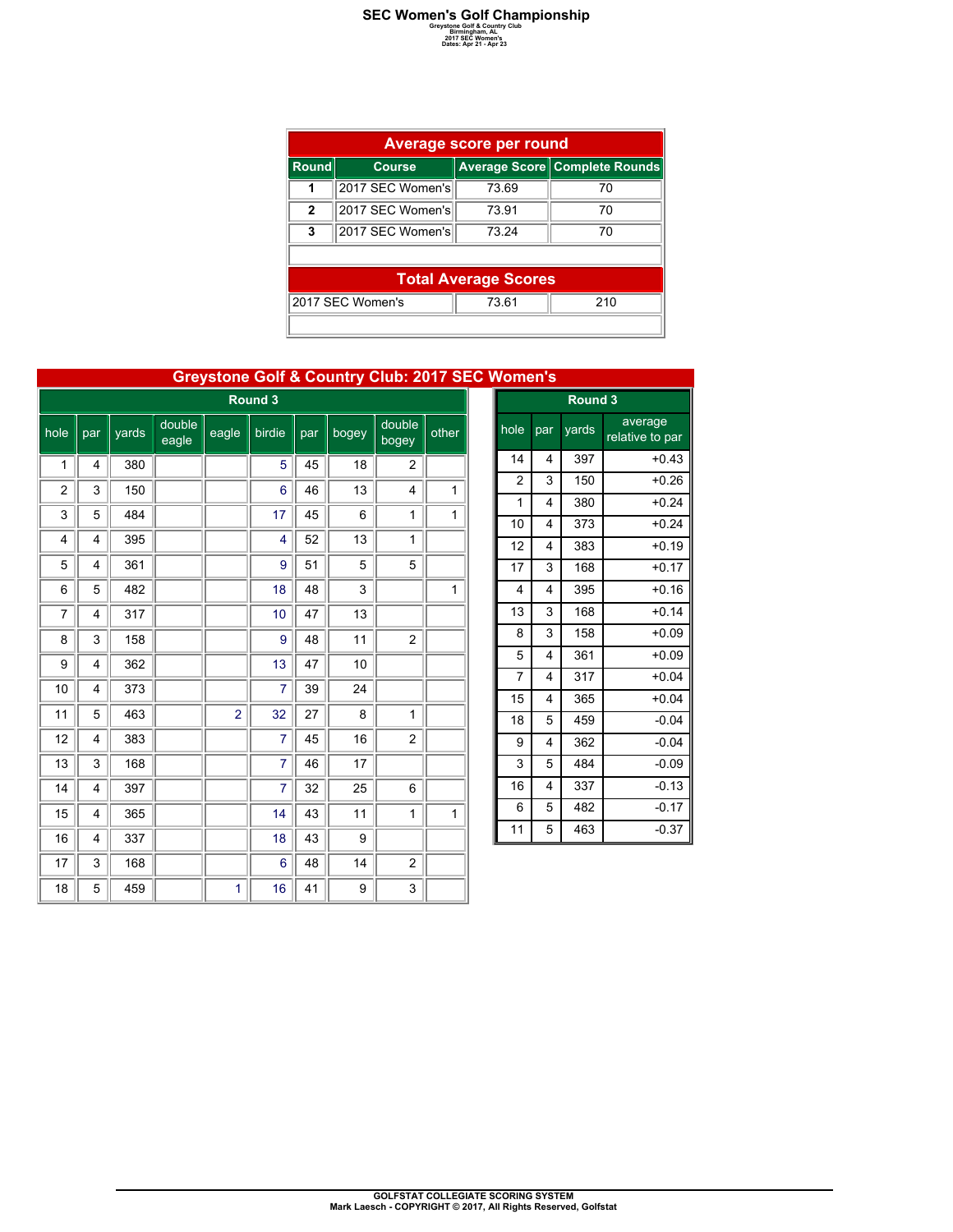# SEC Women's Golf Championship

Greystone Golf & Country Club
Birmingham, AL
2017 SEC Women's
Dates: Apr 21 - Apr 23

| Average score per round | | | |
|---|---|---|---|
| Round | Course | Average Score | Complete Rounds |
| 1 | 2017 SEC Women's | 73.69 | 70 |
| 2 | 2017 SEC Women's | 73.91 | 70 |
| 3 | 2017 SEC Women's | 73.24 | 70 |

| Total Average Scores | | |
|---|---|---|
| 2017 SEC Women's | 73.61 | 210 |

## Greystone Golf & Country Club: 2017 SEC Women's

| Round 3 | | | | | | | | | |
|---|---|---|---|---|---|---|---|---|---|
| hole | par | yards | double eagle | eagle | birdie | par | bogey | double bogey | other |
| 1 | 4 | 380 | | | 5 | 45 | 18 | 2 | |
| 2 | 3 | 150 | | | 6 | 46 | 13 | 4 | 1 |
| 3 | 5 | 484 | | | 17 | 45 | 6 | 1 | 1 |
| 4 | 4 | 395 | | | 4 | 52 | 13 | 1 | |
| 5 | 4 | 361 | | | 9 | 51 | 5 | 5 | |
| 6 | 5 | 482 | | | 18 | 48 | 3 | | 1 |
| 7 | 4 | 317 | | | 10 | 47 | 13 | | |
| 8 | 3 | 158 | | | 9 | 48 | 11 | 2 | |
| 9 | 4 | 362 | | | 13 | 47 | 10 | | |
| 10 | 4 | 373 | | | 7 | 39 | 24 | | |
| 11 | 5 | 463 | | 2 | 32 | 27 | 8 | 1 | |
| 12 | 4 | 383 | | | 7 | 45 | 16 | 2 | |
| 13 | 3 | 168 | | | 7 | 46 | 17 | | |
| 14 | 4 | 397 | | | 7 | 32 | 25 | 6 | |
| 15 | 4 | 365 | | | 14 | 43 | 11 | 1 | 1 |
| 16 | 4 | 337 | | | 18 | 43 | 9 | | |
| 17 | 3 | 168 | | | 6 | 48 | 14 | 2 | |
| 18 | 5 | 459 | | 1 | 16 | 41 | 9 | 3 | |

| Round 3 | | | |
|---|---|---|---|
| hole | par | yards | average relative to par |
| 14 | 4 | 397 | +0.43 |
| 2 | 3 | 150 | +0.26 |
| 1 | 4 | 380 | +0.24 |
| 10 | 4 | 373 | +0.24 |
| 12 | 4 | 383 | +0.19 |
| 17 | 3 | 168 | +0.17 |
| 4 | 4 | 395 | +0.16 |
| 13 | 3 | 168 | +0.14 |
| 8 | 3 | 158 | +0.09 |
| 5 | 4 | 361 | +0.09 |
| 7 | 4 | 317 | +0.04 |
| 15 | 4 | 365 | +0.04 |
| 18 | 5 | 459 | -0.04 |
| 9 | 4 | 362 | -0.04 |
| 3 | 5 | 484 | -0.09 |
| 16 | 4 | 337 | -0.13 |
| 6 | 5 | 482 | -0.17 |
| 11 | 5 | 463 | -0.37 |

GOLFSTAT COLLEGIATE SCORING SYSTEM
Mark Laesch - COPYRIGHT © 2017, All Rights Reserved, Golfstat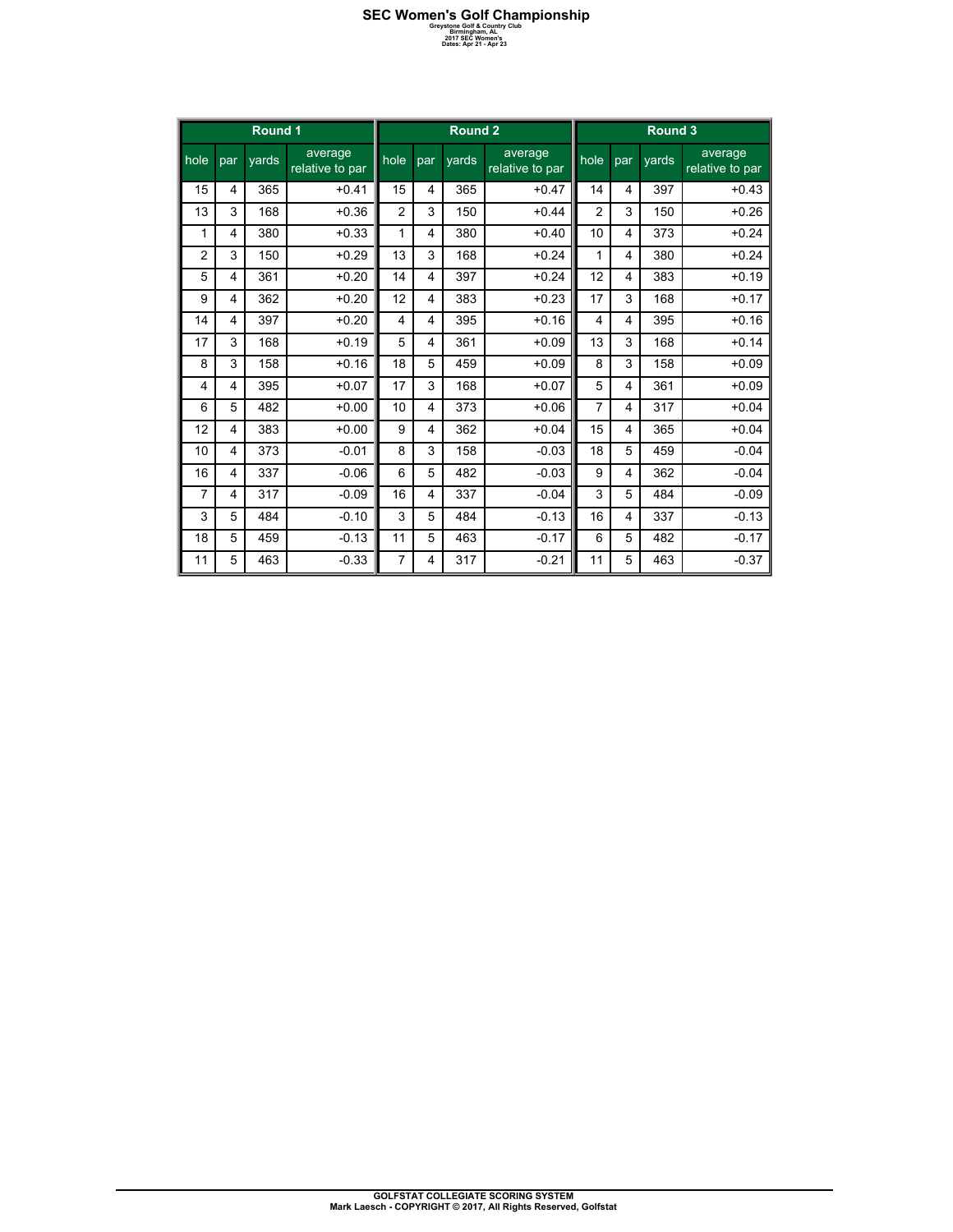# SEC Women's Golf Championship

**Greystone Golf & Country Club**
**Birmingham, AL**
**2017 SEC Women's**
**Dates: Apr 21 - Apr 23**

| Round 1 | | | | Round 2 | | | | Round 3 | | | |
|---|---|---|---|---|---|---|---|---|---|---|---|
| hole | par | yards | average relative to par | hole | par | yards | average relative to par | hole | par | yards | average relative to par |
| 15 | 4 | 365 | +0.41 | 15 | 4 | 365 | +0.47 | 14 | 4 | 397 | +0.43 |
| 13 | 3 | 168 | +0.36 | 2 | 3 | 150 | +0.44 | 2 | 3 | 150 | +0.26 |
| 1 | 4 | 380 | +0.33 | 1 | 4 | 380 | +0.40 | 10 | 4 | 373 | +0.24 |
| 2 | 3 | 150 | +0.29 | 13 | 3 | 168 | +0.24 | 1 | 4 | 380 | +0.24 |
| 5 | 4 | 361 | +0.20 | 14 | 4 | 397 | +0.24 | 12 | 4 | 383 | +0.19 |
| 9 | 4 | 362 | +0.20 | 12 | 4 | 383 | +0.23 | 17 | 3 | 168 | +0.17 |
| 14 | 4 | 397 | +0.20 | 4 | 4 | 395 | +0.16 | 4 | 4 | 395 | +0.16 |
| 17 | 3 | 168 | +0.19 | 5 | 4 | 361 | +0.09 | 13 | 3 | 168 | +0.14 |
| 8 | 3 | 158 | +0.16 | 18 | 5 | 459 | +0.09 | 8 | 3 | 158 | +0.09 |
| 4 | 4 | 395 | +0.07 | 17 | 3 | 168 | +0.07 | 5 | 4 | 361 | +0.09 |
| 6 | 5 | 482 | +0.00 | 10 | 4 | 373 | +0.06 | 7 | 4 | 317 | +0.04 |
| 12 | 4 | 383 | +0.00 | 9 | 4 | 362 | +0.04 | 15 | 4 | 365 | +0.04 |
| 10 | 4 | 373 | -0.01 | 8 | 3 | 158 | -0.03 | 18 | 5 | 459 | -0.04 |
| 16 | 4 | 337 | -0.06 | 6 | 5 | 482 | -0.03 | 9 | 4 | 362 | -0.04 |
| 7 | 4 | 317 | -0.09 | 16 | 4 | 337 | -0.04 | 3 | 5 | 484 | -0.09 |
| 3 | 5 | 484 | -0.10 | 3 | 5 | 484 | -0.13 | 16 | 4 | 337 | -0.13 |
| 18 | 5 | 459 | -0.13 | 11 | 5 | 463 | -0.17 | 6 | 5 | 482 | -0.17 |
| 11 | 5 | 463 | -0.33 | 7 | 4 | 317 | -0.21 | 11 | 5 | 463 | -0.37 |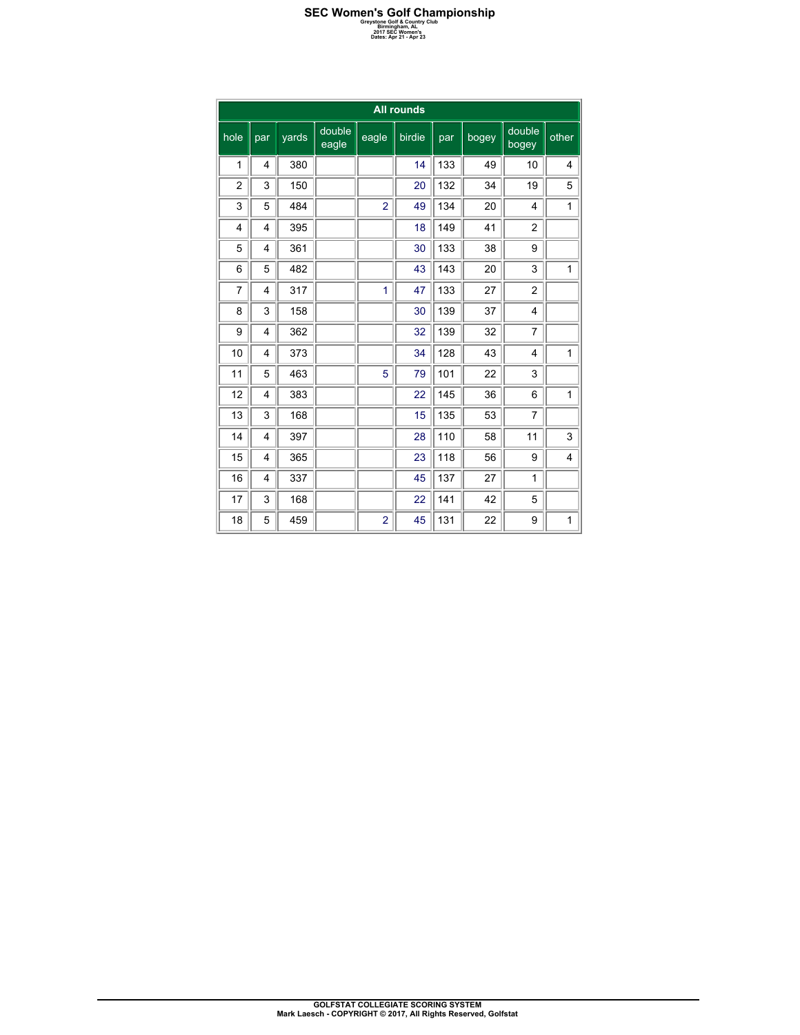# SEC Women's Golf Championship

Greystone Golf & Country Club
Birmingham, AL
2017 SEC Women's
Dates: Apr 21 - Apr 23

| All rounds | | | | | | | | | |
|---|---|---|---|---|---|---|---|---|---|
| hole | par | yards | double eagle | eagle | birdie | par | bogey | double bogey | other |
| 1 | 4 | 380 | | | 14 | 133 | 49 | 10 | 4 |
| 2 | 3 | 150 | | | 20 | 132 | 34 | 19 | 5 |
| 3 | 5 | 484 | | 2 | 49 | 134 | 20 | 4 | 1 |
| 4 | 4 | 395 | | | 18 | 149 | 41 | 2 | |
| 5 | 4 | 361 | | | 30 | 133 | 38 | 9 | |
| 6 | 5 | 482 | | | 43 | 143 | 20 | 3 | 1 |
| 7 | 4 | 317 | | 1 | 47 | 133 | 27 | 2 | |
| 8 | 3 | 158 | | | 30 | 139 | 37 | 4 | |
| 9 | 4 | 362 | | | 32 | 139 | 32 | 7 | |
| 10 | 4 | 373 | | | 34 | 128 | 43 | 4 | 1 |
| 11 | 5 | 463 | | 5 | 79 | 101 | 22 | 3 | |
| 12 | 4 | 383 | | | 22 | 145 | 36 | 6 | 1 |
| 13 | 3 | 168 | | | 15 | 135 | 53 | 7 | |
| 14 | 4 | 397 | | | 28 | 110 | 58 | 11 | 3 |
| 15 | 4 | 365 | | | 23 | 118 | 56 | 9 | 4 |
| 16 | 4 | 337 | | | 45 | 137 | 27 | 1 | |
| 17 | 3 | 168 | | | 22 | 141 | 42 | 5 | |
| 18 | 5 | 459 | | 2 | 45 | 131 | 22 | 9 | 1 |

GOLFSTAT COLLEGIATE SCORING SYSTEM
Mark Laesch - COPYRIGHT © 2017, All Rights Reserved, Golfstat